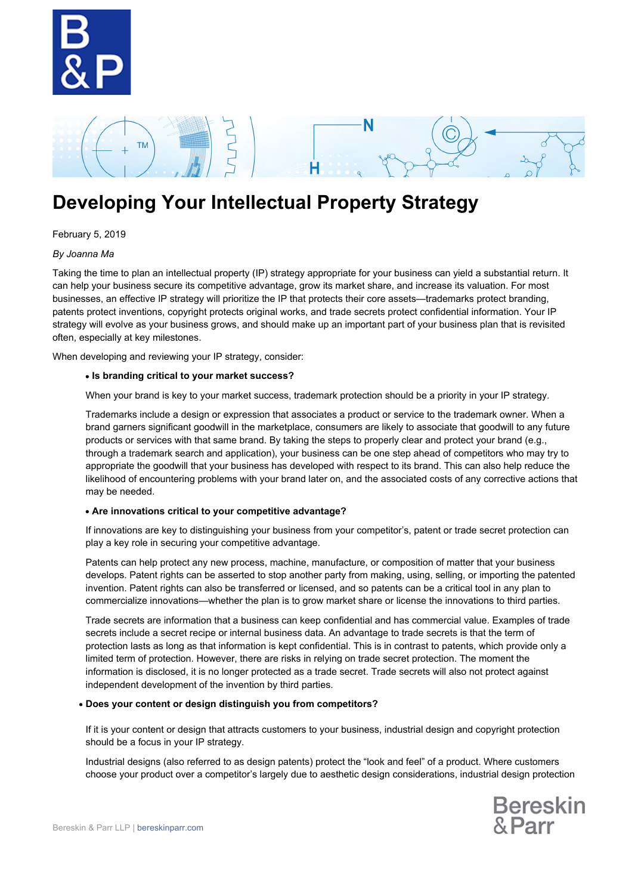# Developing Your Intellectual Property Strategy

February 5, 2019

*By Joanna Ma*

Taking the time to plan an intellectual property (IP) strategy appropriate for your business can yield a substantial return. It can help your business secure its competitive advantage, grow its market share, and increase its valuation. For most businesses, an effective IP strategy will prioritize the IP that protects their core assets—trademarks protect branding, patents protect inventions, copyright protects original works, and trade secrets protect confidential information. Your IP strategy will evolve as your business grows, and should make up an important part of your business plan that is revisited often, especially at key milestones.

When developing and reviewing your IP strategy, consider:

- **Is branding critical to your market success?**

  When your brand is key to your market success, trademark protection should be a priority in your IP strategy.

  Trademarks include a design or expression that associates a product or service to the trademark owner. When a brand garners significant goodwill in the marketplace, consumers are likely to associate that goodwill to any future products or services with that same brand. By taking the steps to properly clear and protect your brand (e.g., through a trademark search and application), your business can be one step ahead of competitors who may try to appropriate the goodwill that your business has developed with respect to its brand. This can also help reduce the likelihood of encountering problems with your brand later on, and the associated costs of any corrective actions that may be needed.

- **Are innovations critical to your competitive advantage?**

  If innovations are key to distinguishing your business from your competitor's, patent or trade secret protection can play a key role in securing your competitive advantage.

  Patents can help protect any new process, machine, manufacture, or composition of matter that your business develops. Patent rights can be asserted to stop another party from making, using, selling, or importing the patented invention. Patent rights can also be transferred or licensed, and so patents can be a critical tool in any plan to commercialize innovations—whether the plan is to grow market share or license the innovations to third parties.

  Trade secrets are information that a business can keep confidential and has commercial value. Examples of trade secrets include a secret recipe or internal business data. An advantage to trade secrets is that the term of protection lasts as long as that information is kept confidential. This is in contrast to patents, which provide only a limited term of protection. However, there are risks in relying on trade secret protection. The moment the information is disclosed, it is no longer protected as a trade secret. Trade secrets will also not protect against independent development of the invention by third parties.

- **Does your content or design distinguish you from competitors?**

  If it is your content or design that attracts customers to your business, industrial design and copyright protection should be a focus in your IP strategy.

  Industrial designs (also referred to as design patents) protect the "look and feel" of a product. Where customers choose your product over a competitor's largely due to aesthetic design considerations, industrial design protection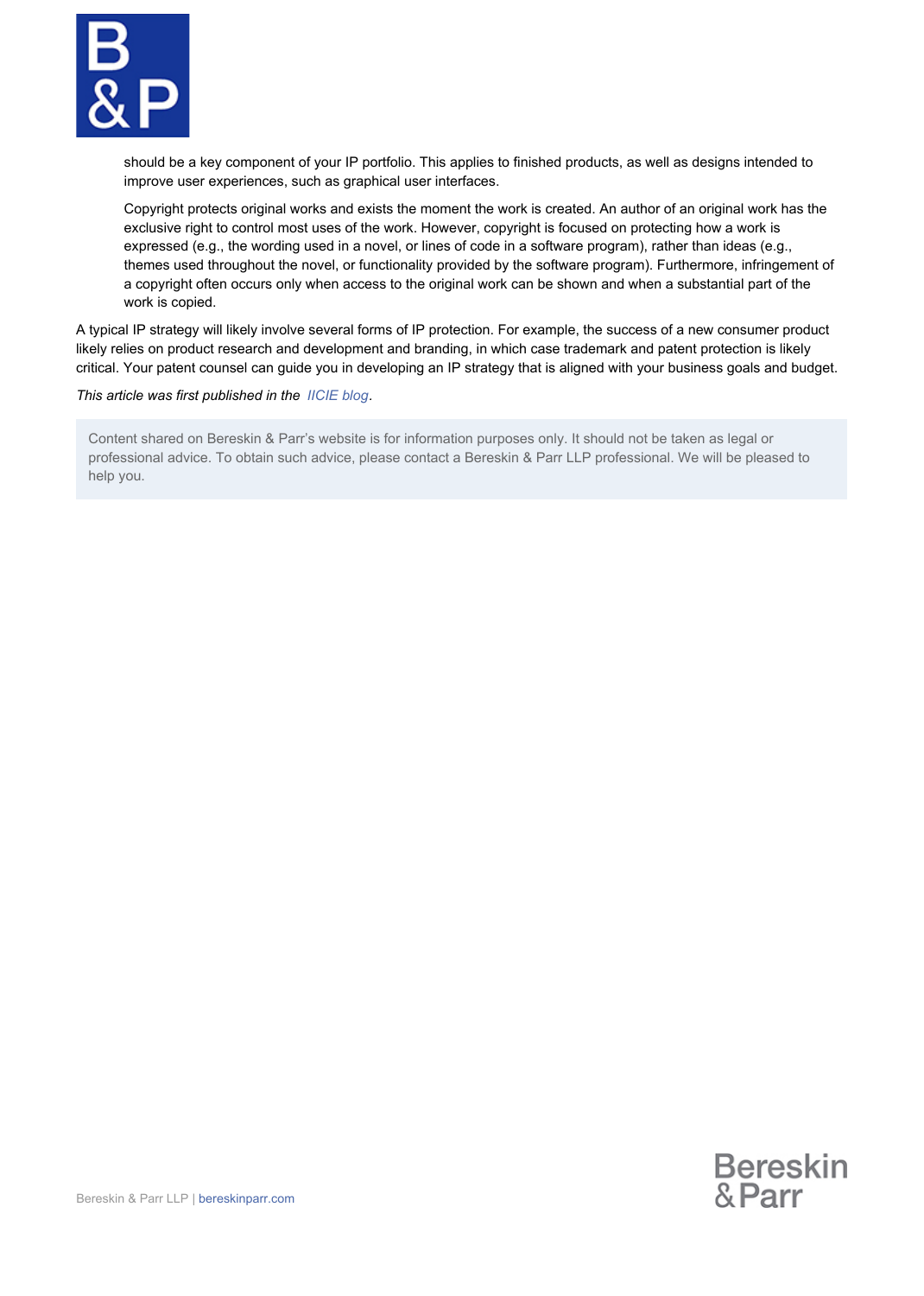should be a key component of your IP portfolio. This applies to finished products, as well as designs intended to improve user experiences, such as graphical user interfaces.

Copyright protects original works and exists the moment the work is created. An author of an original work has the exclusive right to control most uses of the work. However, copyright is focused on protecting how a work is expressed (e.g., the wording used in a novel, or lines of code in a software program), rather than ideas (e.g., themes used throughout the novel, or functionality provided by the software program). Furthermore, infringement of a copyright often occurs only when access to the original work can be shown and when a substantial part of the work is copied.

A typical IP strategy will likely involve several forms of IP protection. For example, the success of a new consumer product likely relies on product research and development and branding, in which case trademark and patent protection is likely critical. Your patent counsel can guide you in developing an IP strategy that is aligned with your business goals and budget.

*This article was first published in the IICIE blog.*

Content shared on Bereskin & Parr's website is for information purposes only. It should not be taken as legal or professional advice. To obtain such advice, please contact a Bereskin & Parr LLP professional. We will be pleased to help you.